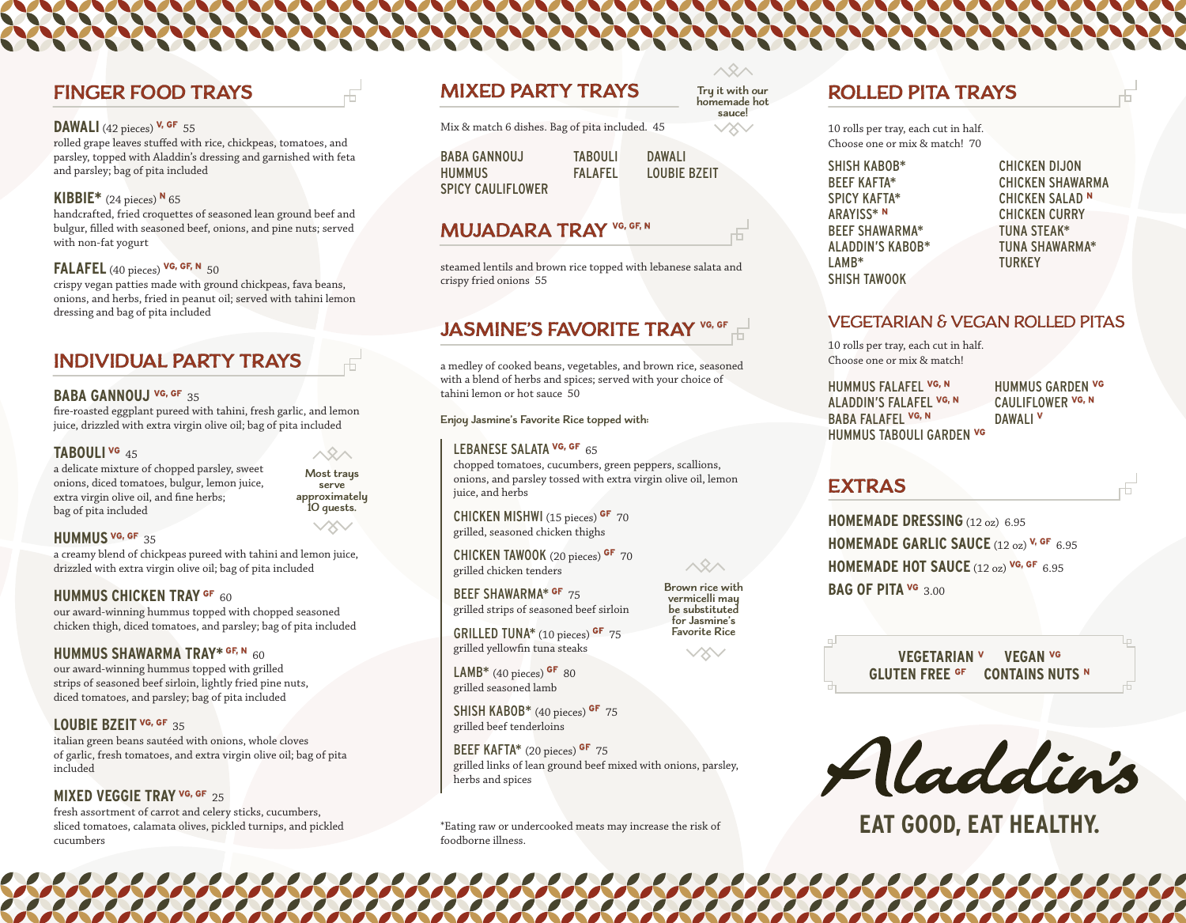## FINGER FOOD TRAYS

**DAWALI** (42 pieces) V, GF 55
rolled grape leaves stuffed with rice, chickpeas, tomatoes, and parsley, topped with Aladdin's dressing and garnished with feta and parsley; bag of pita included

**KIBBIE*** (24 pieces) N 65
handcrafted, fried croquettes of seasoned lean ground beef and bulgur, filled with seasoned beef, onions, and pine nuts; served with non-fat yogurt

**FALAFEL** (40 pieces) VG, GF, N 50
crispy vegan patties made with ground chickpeas, fava beans, onions, and herbs, fried in peanut oil; served with tahini lemon dressing and bag of pita included

## INDIVIDUAL PARTY TRAYS

**BABA GANNOUJ** VG, GF 35
fire-roasted eggplant pureed with tahini, fresh garlic, and lemon juice, drizzled with extra virgin olive oil; bag of pita included

**TABOULI** VG 45
a delicate mixture of chopped parsley, sweet onions, diced tomatoes, bulgur, lemon juice, extra virgin olive oil, and fine herbs; bag of pita included

Most trays serve approximately 10 guests.

**HUMMUS** VG, GF 35
a creamy blend of chickpeas pureed with tahini and lemon juice, drizzled with extra virgin olive oil; bag of pita included

**HUMMUS CHICKEN TRAY** GF 60
our award-winning hummus topped with chopped seasoned chicken thigh, diced tomatoes, and parsley; bag of pita included

**HUMMUS SHAWARMA TRAY*** GF, N 60
our award-winning hummus topped with grilled strips of seasoned beef sirloin, lightly fried pine nuts, diced tomatoes, and parsley; bag of pita included

**LOUBIE BZEIT** VG, GF 35
italian green beans sautéed with onions, whole cloves of garlic, fresh tomatoes, and extra virgin olive oil; bag of pita included

**MIXED VEGGIE TRAY** VG, GF 25
fresh assortment of carrot and celery sticks, cucumbers, sliced tomatoes, calamata olives, pickled turnips, and pickled cucumbers

## MIXED PARTY TRAYS

Try it with our homemade hot sauce!

Mix & match 6 dishes. Bag of pita included. 45

BABA GANNOUJ
HUMMUS
SPICY CAULIFLOWER
TABOULI
FALAFEL
DAWALI
LOUBIE BZEIT

## MUJADARA TRAY VG, GF, N

steamed lentils and brown rice topped with lebanese salata and crispy fried onions 55

## JASMINE'S FAVORITE TRAY VG, GF

a medley of cooked beans, vegetables, and brown rice, seasoned with a blend of herbs and spices; served with your choice of tahini lemon or hot sauce 50

**Enjoy Jasmine's Favorite Rice topped with:**

**LEBANESE SALATA** VG, GF 65
chopped tomatoes, cucumbers, green peppers, scallions, onions, and parsley tossed with extra virgin olive oil, lemon juice, and herbs

**CHICKEN MISHWI** (15 pieces) GF 70
grilled, seasoned chicken thighs

**CHICKEN TAWOOK** (20 pieces) GF 70
grilled chicken tenders

**BEEF SHAWARMA*** GF 75
grilled strips of seasoned beef sirloin

**GRILLED TUNA*** (10 pieces) GF 75
grilled yellowfin tuna steaks

**LAMB*** (40 pieces) GF 80
grilled seasoned lamb

**SHISH KABOB*** (40 pieces) GF 75
grilled beef tenderloins

**BEEF KAFTA*** (20 pieces) GF 75
grilled links of lean ground beef mixed with onions, parsley, herbs and spices

Brown rice with vermicelli may be substituted for Jasmine's Favorite Rice

*Eating raw or undercooked meats may increase the risk of foodborne illness.

## ROLLED PITA TRAYS

10 rolls per tray, each cut in half. Choose one or mix & match! 70

SHISH KABOB*
BEEF KAFTA*
SPICY KAFTA*
ARAYISS* N
BEEF SHAWARMA*
ALADDIN'S KABOB*
LAMB*
SHISH TAWOOK
CHICKEN DIJON
CHICKEN SHAWARMA
CHICKEN SALAD N
CHICKEN CURRY
TUNA STEAK*
TUNA SHAWARMA*
TURKEY

## VEGETARIAN & VEGAN ROLLED PITAS

10 rolls per tray, each cut in half. Choose one or mix & match!

HUMMUS FALAFEL VG, N
ALADDIN'S FALAFEL VG, N
BABA FALAFEL VG, N
HUMMUS TABOULI GARDEN VG
HUMMUS GARDEN VG
CAULIFLOWER VG, N
DAWALI V

## EXTRAS

**HOMEMADE DRESSING** (12 oz) 6.95
**HOMEMADE GARLIC SAUCE** (12 oz) V, GF 6.95
**HOMEMADE HOT SAUCE** (12 oz) VG, GF 6.95
**BAG OF PITA** VG 3.00

VEGETARIAN V  VEGAN VG
GLUTEN FREE GF  CONTAINS NUTS N

Aladdin's

EAT GOOD, EAT HEALTHY.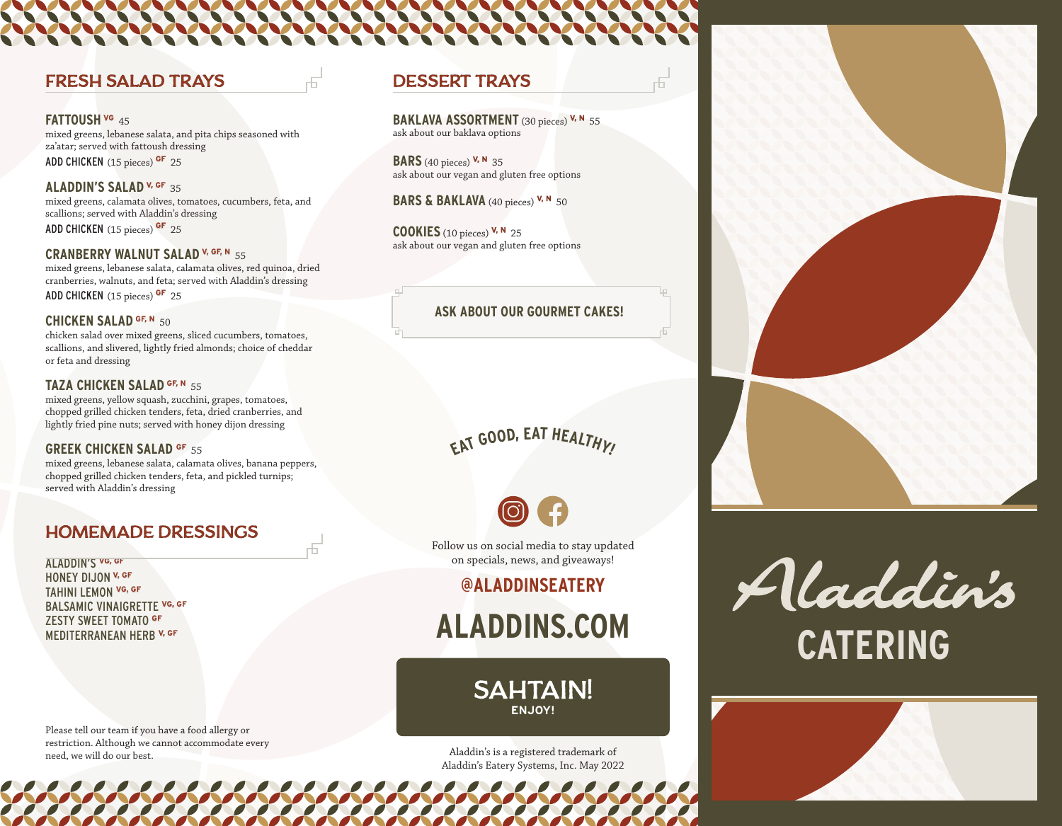## FRESH SALAD TRAYS

**FATTOUSH** VG 45
mixed greens, lebanese salata, and pita chips seasoned with za'atar; served with fattoush dressing
ADD CHICKEN (15 pieces) GF 25

**ALADDIN'S SALAD** V, GF 35
mixed greens, calamata olives, tomatoes, cucumbers, feta, and scallions; served with Aladdin's dressing
ADD CHICKEN (15 pieces) GF 25

**CRANBERRY WALNUT SALAD** V, GF, N 55
mixed greens, lebanese salata, calamata olives, red quinoa, dried cranberries, walnuts, and feta; served with Aladdin's dressing
ADD CHICKEN (15 pieces) GF 25

**CHICKEN SALAD** GF, N 50
chicken salad over mixed greens, sliced cucumbers, tomatoes, scallions, and slivered, lightly fried almonds; choice of cheddar or feta and dressing

**TAZA CHICKEN SALAD** GF, N 55
mixed greens, yellow squash, zucchini, grapes, tomatoes, chopped grilled chicken tenders, feta, dried cranberries, and lightly fried pine nuts; served with honey dijon dressing

**GREEK CHICKEN SALAD** GF 55
mixed greens, lebanese salata, calamata olives, banana peppers, chopped grilled chicken tenders, feta, and pickled turnips; served with Aladdin's dressing

## HOMEMADE DRESSINGS

ALADDIN'S VG, GF
HONEY DIJON V, GF
TAHINI LEMON VG, GF
BALSAMIC VINAIGRETTE VG, GF
ZESTY SWEET TOMATO GF
MEDITERRANEAN HERB V, GF

Please tell our team if you have a food allergy or restriction. Although we cannot accommodate every need, we will do our best.

## DESSERT TRAYS

**BAKLAVA ASSORTMENT** (30 pieces) V, N 55
ask about our baklava options

**BARS** (40 pieces) V, N 35
ask about our vegan and gluten free options

**BARS & BAKLAVA** (40 pieces) V, N 50

**COOKIES** (10 pieces) V, N 25
ask about our vegan and gluten free options

**ASK ABOUT OUR GOURMET CAKES!**

EAT GOOD, EAT HEALTHY!

Follow us on social media to stay updated on specials, news, and giveaways!

**@ALADDINSEATERY**

**ALADDINS.COM**

**SAHTAIN!**
**ENJOY!**

Aladdin's is a registered trademark of Aladdin's Eatery Systems, Inc. May 2022

# Aladdin's
# CATERING